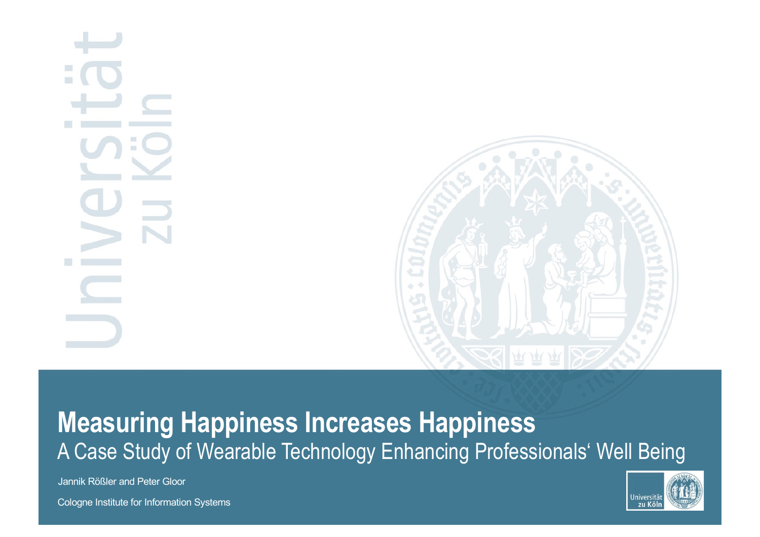# Measuring Happiness Increases Happiness

## A Case Study of Wearable Technology Enhancing Professionals‘ Well Being

Jannik Rößler and Peter Gloor

Cologne Institute for Information Systems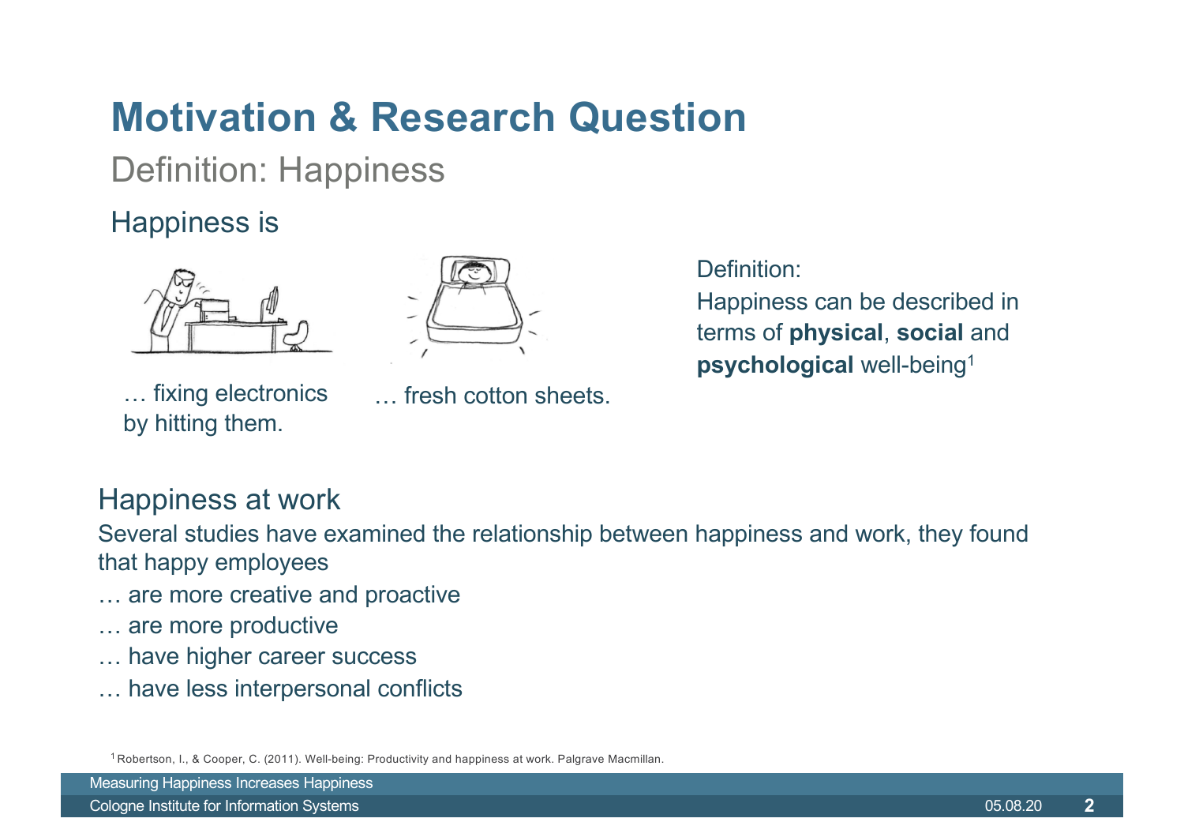# Motivation & Research Question

## Definition: Happiness

### Happiness is

… fixing electronics by hitting them.

… fresh cotton sheets.

Definition:
Happiness can be described in terms of **physical**, **social** and **psychological** well-being[1]

### Happiness at work

Several studies have examined the relationship between happiness and work, they found that happy employees

… are more creative and proactive
… are more productive
… have higher career success
… have less interpersonal conflicts

[1] Robertson, I., & Cooper, C. (2011). Well-being: Productivity and happiness at work. Palgrave Macmillan.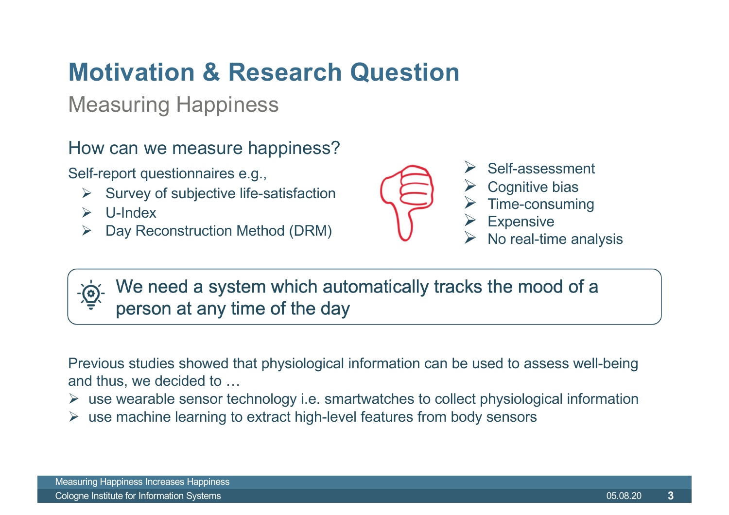# Motivation & Research Question

## Measuring Happiness

### How can we measure happiness?

Self-report questionnaires e.g.,

- Survey of subjective life-satisfaction
- U-Index
- Day Reconstruction Method (DRM)

- Self-assessment
- Cognitive bias
- Time-consuming
- Expensive
- No real-time analysis

> We need a system which automatically tracks the mood of a person at any time of the day

Previous studies showed that physiological information can be used to assess well-being and thus, we decided to …

- use wearable sensor technology i.e. smartwatches to collect physiological information
- use machine learning to extract high-level features from body sensors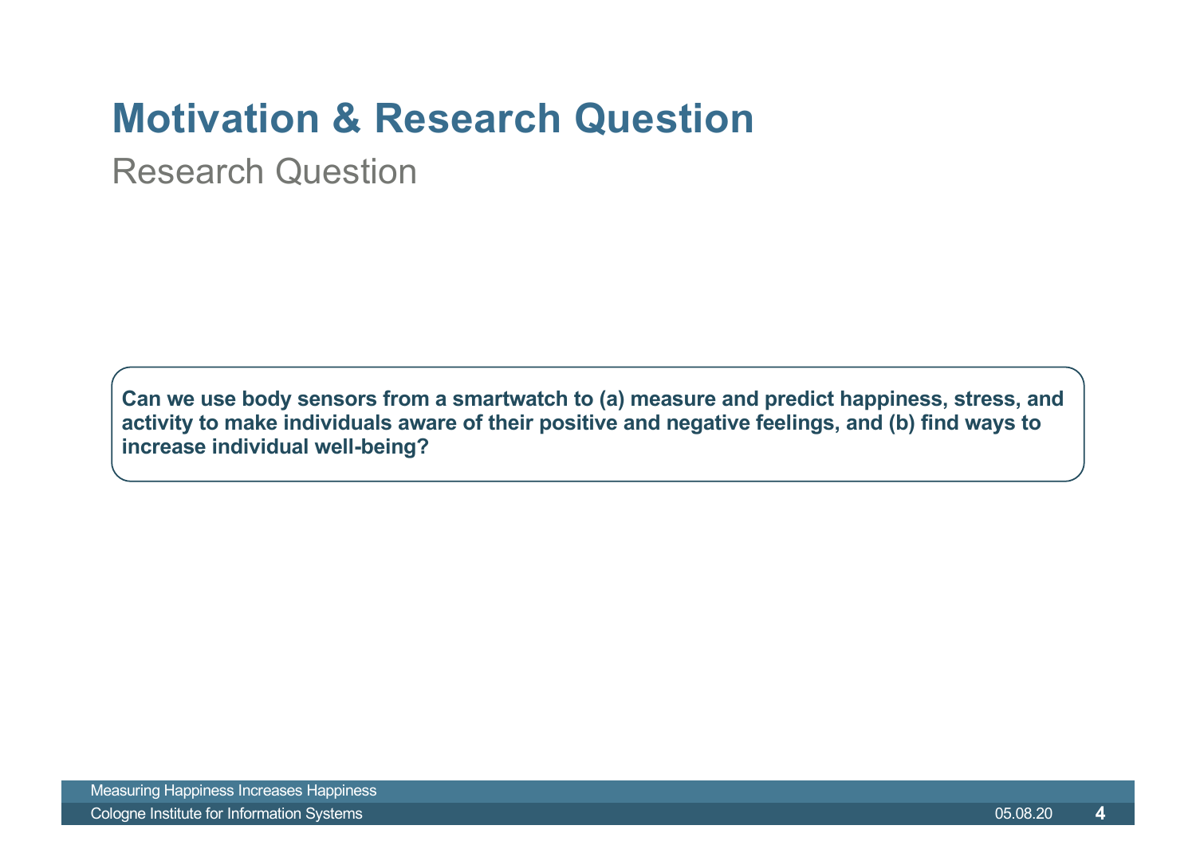# Motivation & Research Question

## Research Question

**Can we use body sensors from a smartwatch to (a) measure and predict happiness, stress, and activity to make individuals aware of their positive and negative feelings, and (b) find ways to increase individual well-being?**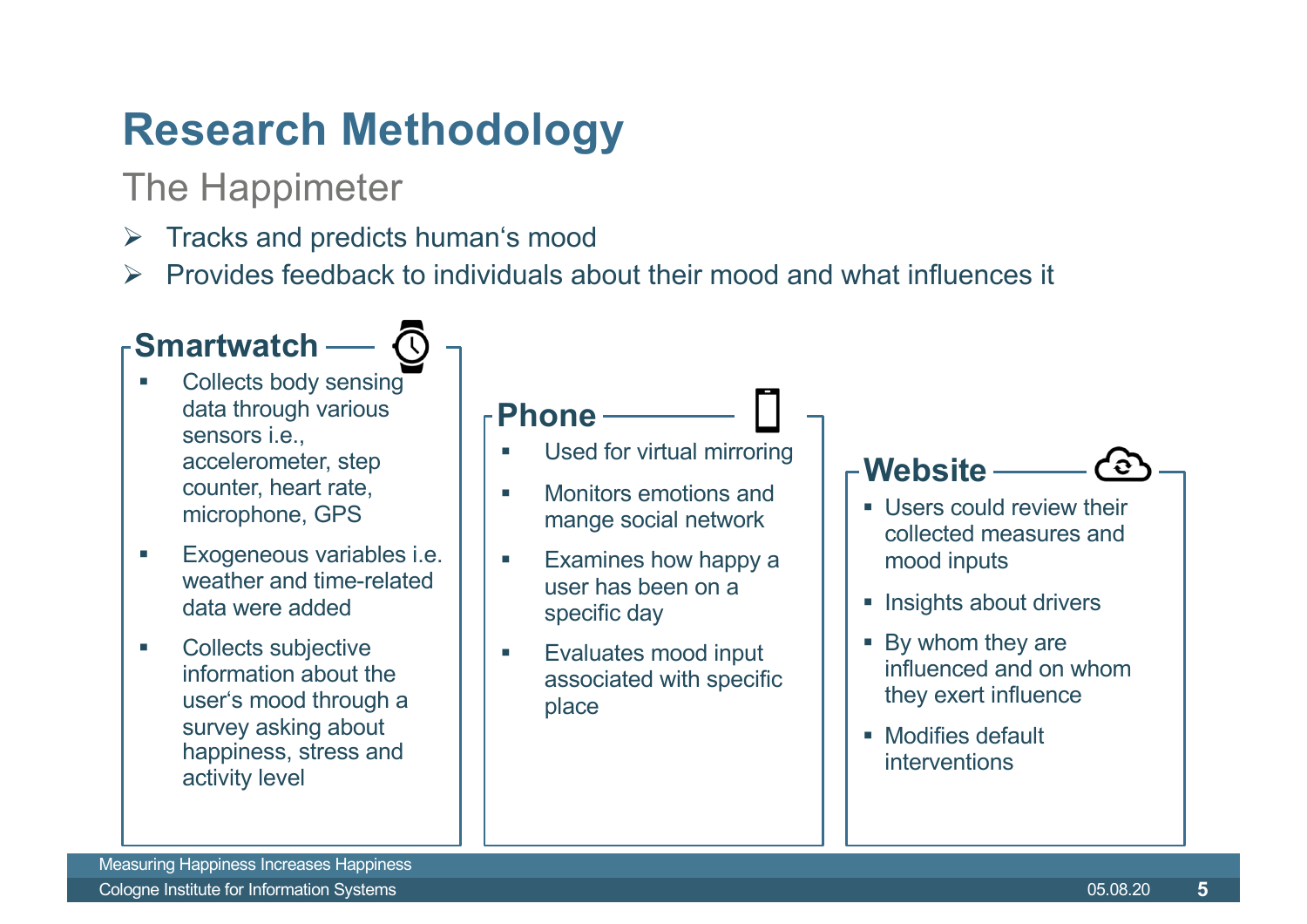# Research Methodology

## The Happimeter

- Tracks and predicts human's mood
- Provides feedback to individuals about their mood and what influences it

### Smartwatch

- Collects body sensing data through various sensors i.e., accelerometer, step counter, heart rate, microphone, GPS
- Exogeneous variables i.e. weather and time-related data were added
- Collects subjective information about the user's mood through a survey asking about happiness, stress and activity level

### Phone

- Used for virtual mirroring
- Monitors emotions and mange social network
- Examines how happy a user has been on a specific day
- Evaluates mood input associated with specific place

### Website

- Users could review their collected measures and mood inputs
- Insights about drivers
- By whom they are influenced and on whom they exert influence
- Modifies default interventions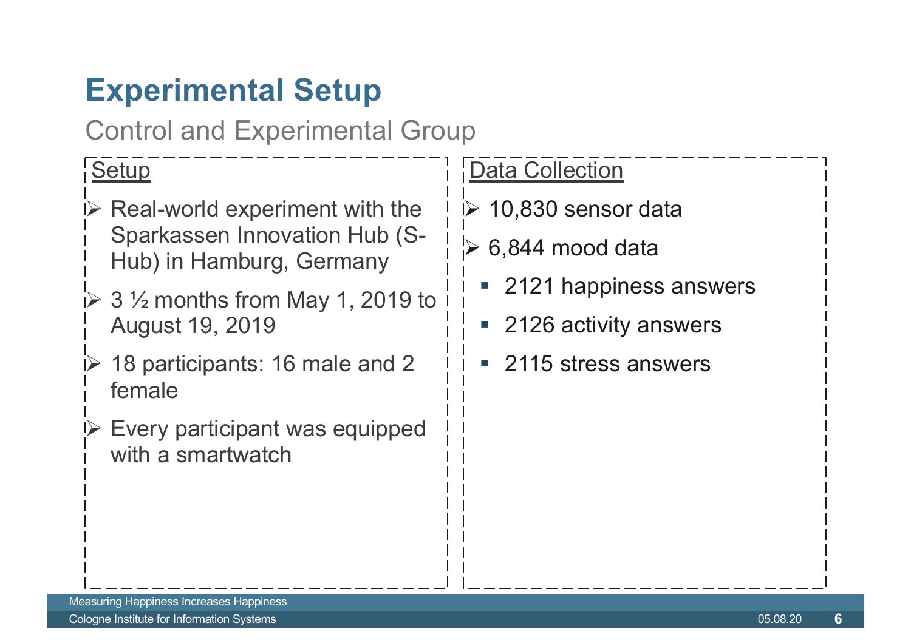# Experimental Setup

## Control and Experimental Group

### Setup

- Real-world experiment with the Sparkassen Innovation Hub (S-Hub) in Hamburg, Germany
- 3 ½ months from May 1, 2019 to August 19, 2019
- 18 participants: 16 male and 2 female
- Every participant was equipped with a smartwatch

### Data Collection

- 10,830 sensor data
- 6,844 mood data
  - 2121 happiness answers
  - 2126 activity answers
  - 2115 stress answers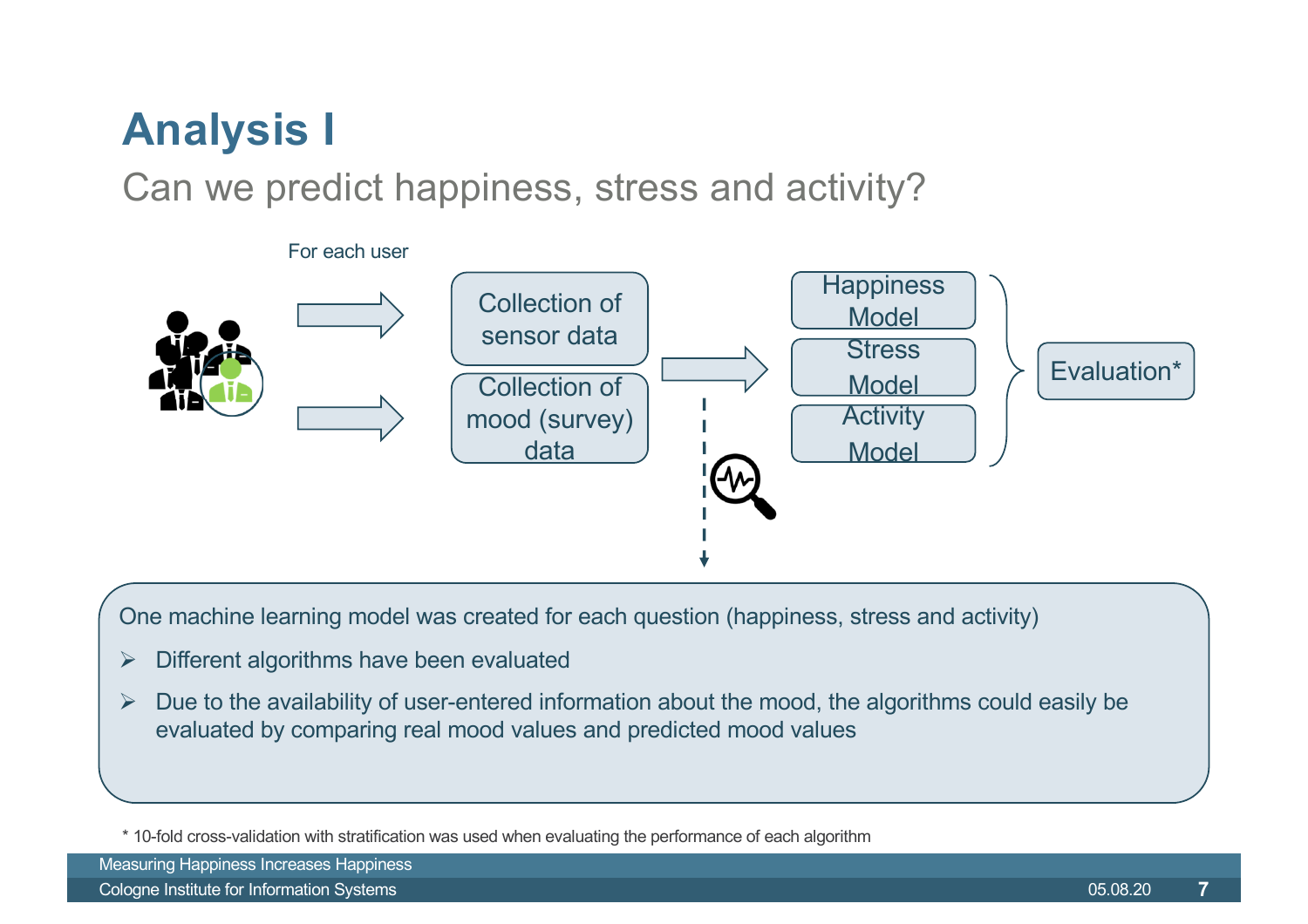# Analysis I

## Can we predict happiness, stress and activity?

For each user

Collection of sensor data

Collection of mood (survey) data

Happiness Model

Stress Model

Activity Model

Evaluation*

One machine learning model was created for each question (happiness, stress and activity)

- Different algorithms have been evaluated
- Due to the availability of user-entered information about the mood, the algorithms could easily be evaluated by comparing real mood values and predicted mood values

* 10-fold cross-validation with stratification was used when evaluating the performance of each algorithm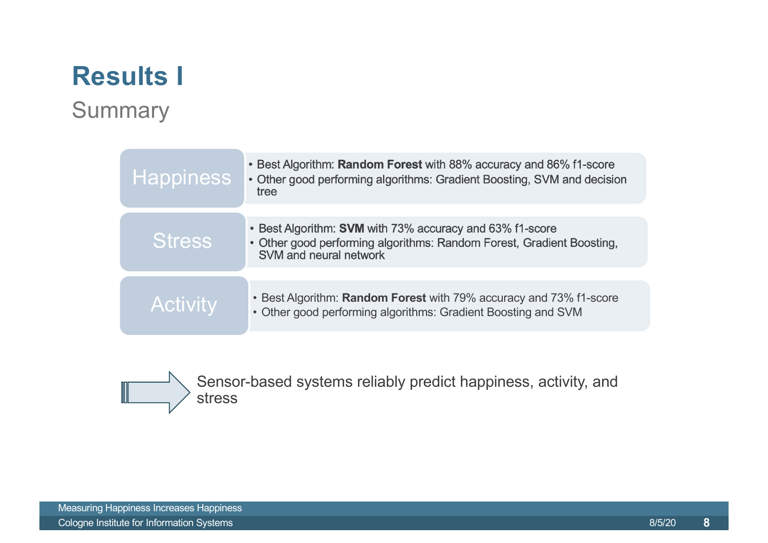# Results I

## Summary

### Happiness

- Best Algorithm: **Random Forest** with 88% accuracy and 86% f1-score
- Other good performing algorithms: Gradient Boosting, SVM and decision tree

### Stress

- Best Algorithm: **SVM** with 73% accuracy and 63% f1-score
- Other good performing algorithms: Random Forest, Gradient Boosting, SVM and neural network

### Activity

- Best Algorithm: **Random Forest** with 79% accuracy and 73% f1-score
- Other good performing algorithms: Gradient Boosting and SVM

⇒ Sensor-based systems reliably predict happiness, activity, and stress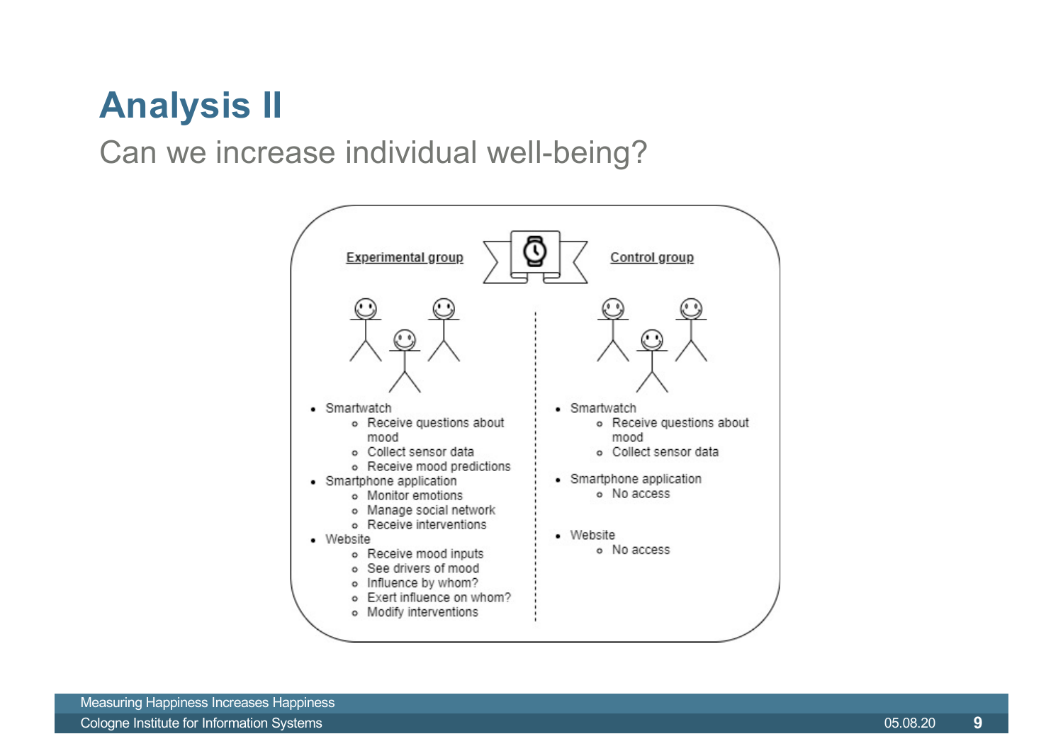# Analysis II

## Can we increase individual well-being?

**Experimental group**

- Smartwatch
  - Receive questions about mood
  - Collect sensor data
  - Receive mood predictions
- Smartphone application
  - Monitor emotions
  - Manage social network
  - Receive interventions
- Website
  - Receive mood inputs
  - See drivers of mood
  - Influence by whom?
  - Exert influence on whom?
  - Modify interventions

**Control group**

- Smartwatch
  - Receive questions about mood
  - Collect sensor data
- Smartphone application
  - No access
- Website
  - No access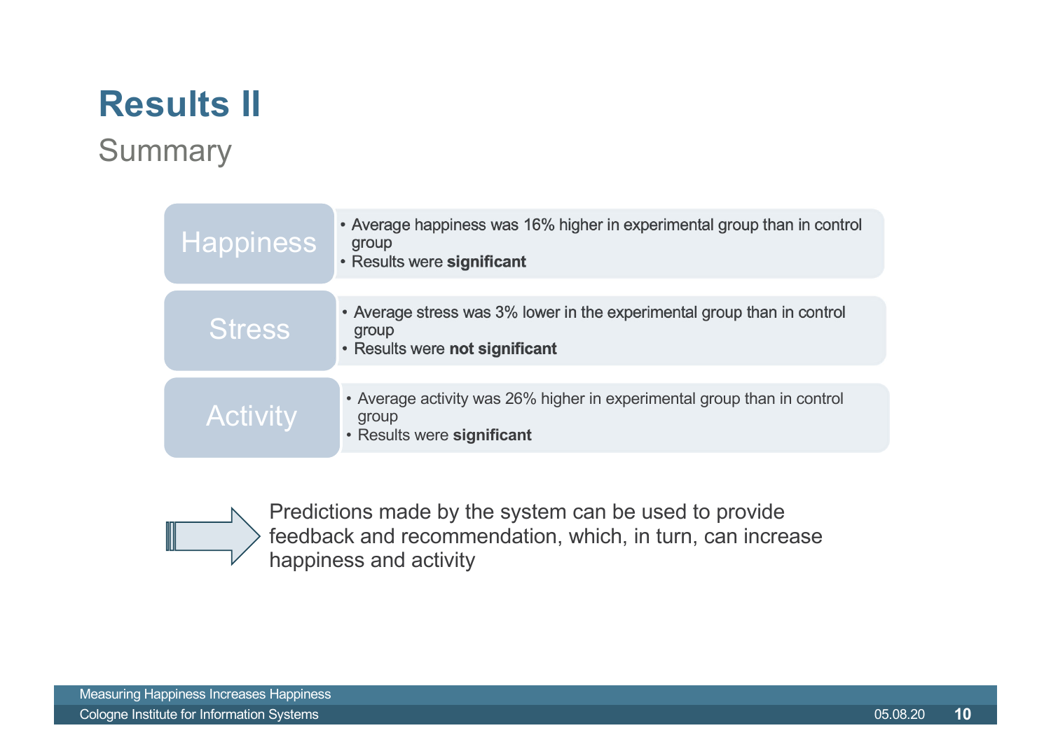# Results II

## Summary

**Happiness**

- Average happiness was 16% higher in experimental group than in control group
- Results were **significant**

**Stress**

- Average stress was 3% lower in the experimental group than in control group
- Results were **not significant**

**Activity**

- Average activity was 26% higher in experimental group than in control group
- Results were **significant**

→ Predictions made by the system can be used to provide feedback and recommendation, which, in turn, can increase happiness and activity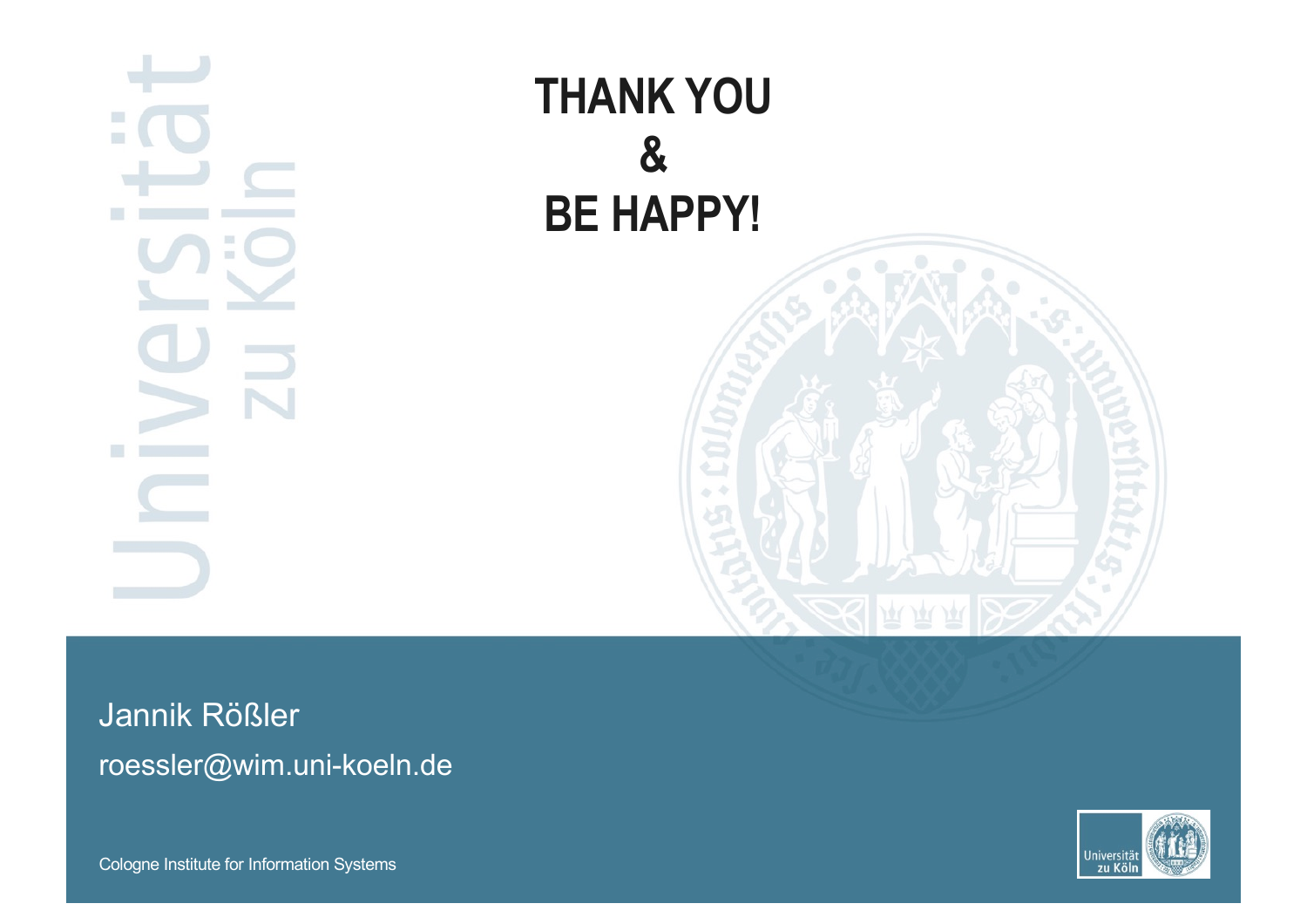# THANK YOU
# &
# BE HAPPY!

Jannik Rößler

roessler@wim.uni-koeln.de

Cologne Institute for Information Systems